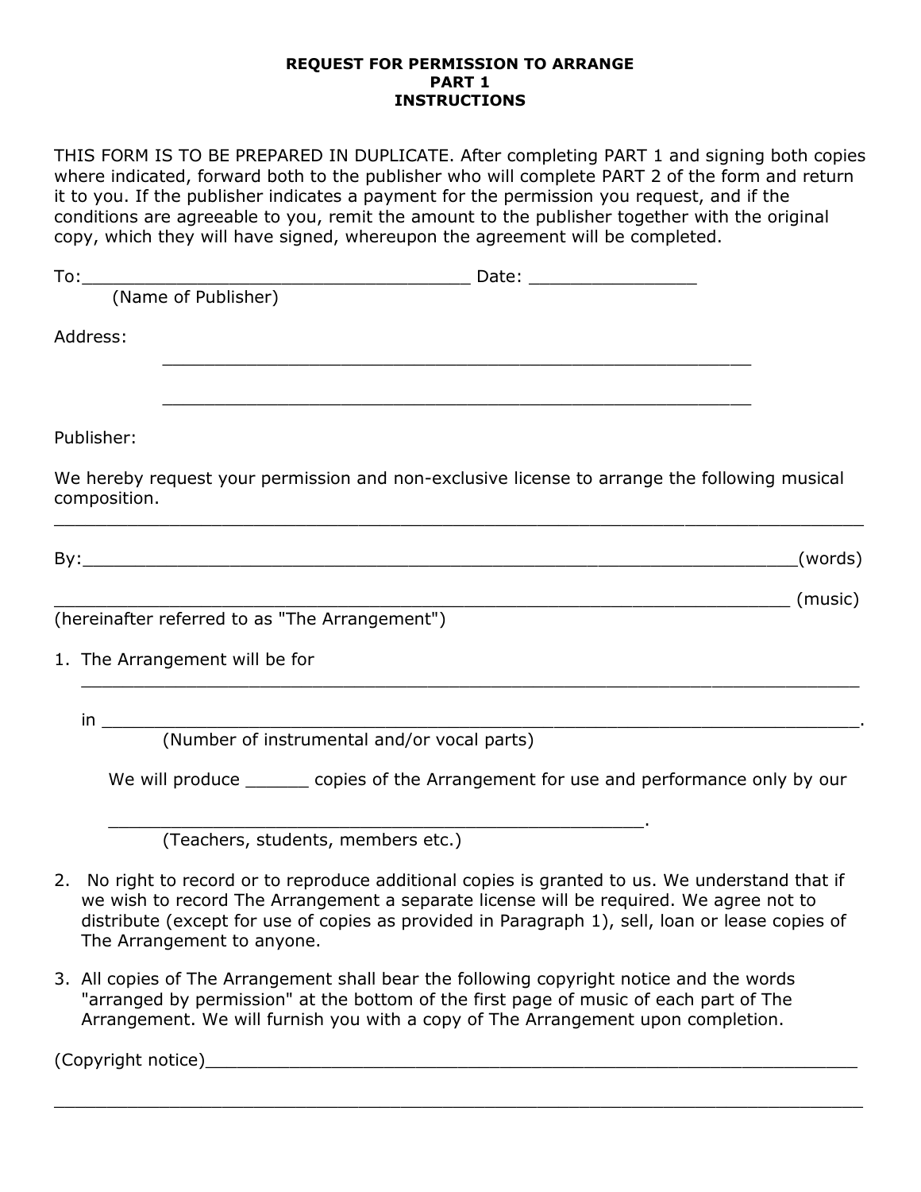**REQUEST FOR PERMISSION TO ARRANGE**
**PART 1**
**INSTRUCTIONS**

THIS FORM IS TO BE PREPARED IN DUPLICATE. After completing PART 1 and signing both copies where indicated, forward both to the publisher who will complete PART 2 of the form and return it to you. If the publisher indicates a payment for the permission you request, and if the conditions are agreeable to you, remit the amount to the publisher together with the original copy, which they will have signed, whereupon the agreement will be completed.

To:____________________________________ Date: ________________
(Name of Publisher)

Address:
________________________________________________________

________________________________________________________

Publisher:

We hereby request your permission and non-exclusive license to arrange the following musical composition.
______________________________________________________________________________

By:_______________________________________________________________________(words)

_________________________________________________________________________ (music)
(hereinafter referred to as "The Arrangement")

1. The Arrangement will be for
   ______________________________________________________________________________

   in ________________________________________________________________________.
   (Number of instrumental and/or vocal parts)

   We will produce ______ copies of the Arrangement for use and performance only by our

   ___________________________________________________.
   (Teachers, students, members etc.)

2. No right to record or to reproduce additional copies is granted to us. We understand that if we wish to record The Arrangement a separate license will be required. We agree not to distribute (except for use of copies as provided in Paragraph 1), sell, loan or lease copies of The Arrangement to anyone.

3. All copies of The Arrangement shall bear the following copyright notice and the words "arranged by permission" at the bottom of the first page of music of each part of The Arrangement. We will furnish you with a copy of The Arrangement upon completion.

(Copyright notice)________________________________________________________________

______________________________________________________________________________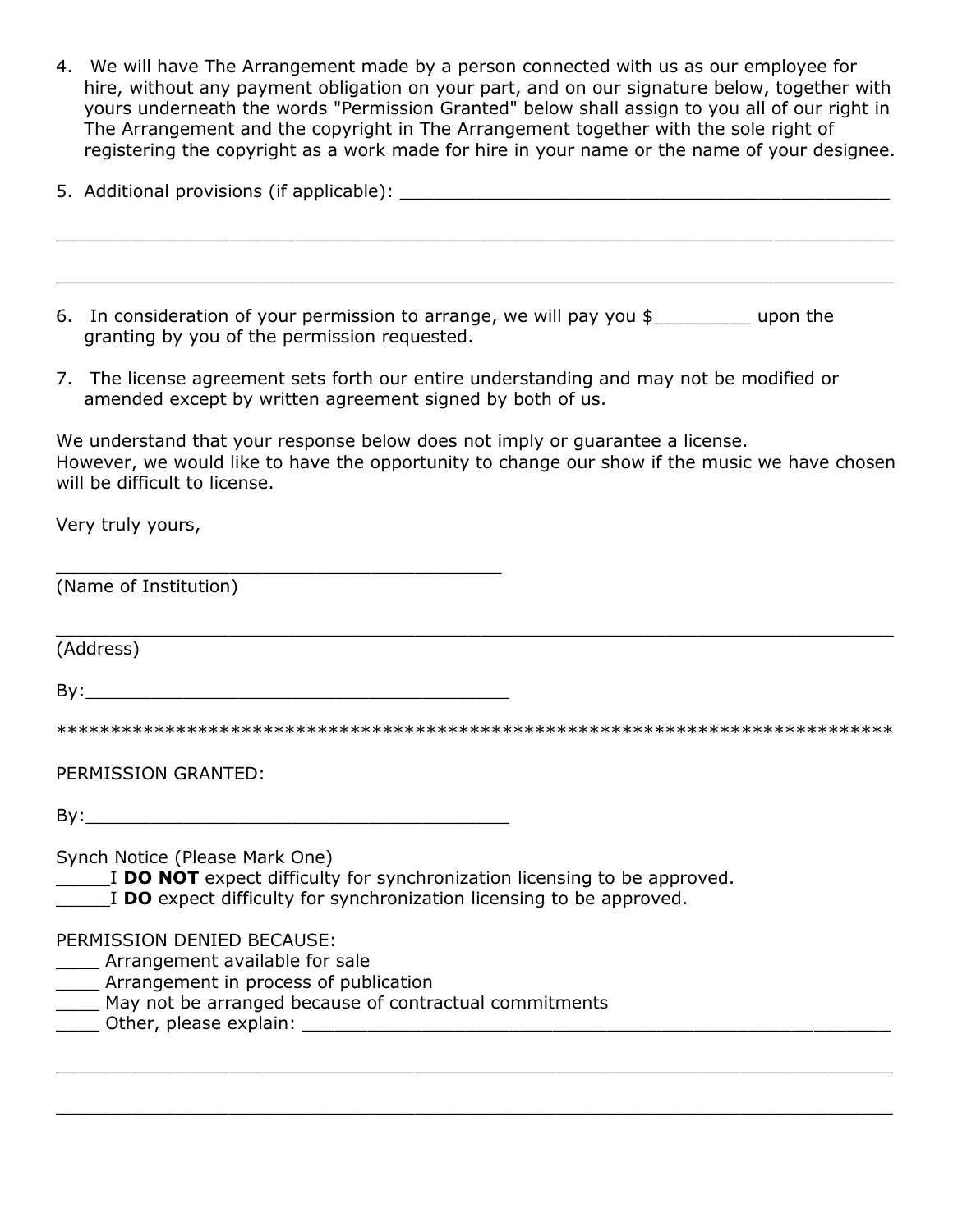4. We will have The Arrangement made by a person connected with us as our employee for hire, without any payment obligation on your part, and on our signature below, together with yours underneath the words "Permission Granted" below shall assign to you all of our right in The Arrangement and the copyright in The Arrangement together with the sole right of registering the copyright as a work made for hire in your name or the name of your designee.

5. Additional provisions (if applicable): _______________________________________________

_______________________________________________________________________________

_______________________________________________________________________________

6. In consideration of your permission to arrange, we will pay you $_________ upon the granting by you of the permission requested.

7. The license agreement sets forth our entire understanding and may not be modified or amended except by written agreement signed by both of us.

We understand that your response below does not imply or guarantee a license. However, we would like to have the opportunity to change our show if the music we have chosen will be difficult to license.

Very truly yours,

__________________________________________
(Name of Institution)

_______________________________________________________________________________
(Address)

By:_______________________________________

*******************************************************************************

PERMISSION GRANTED:

By:_______________________________________

Synch Notice (Please Mark One)
_____I **DO NOT** expect difficulty for synchronization licensing to be approved.
_____I **DO** expect difficulty for synchronization licensing to be approved.

PERMISSION DENIED BECAUSE:
____ Arrangement available for sale
____ Arrangement in process of publication
____ May not be arranged because of contractual commitments
____ Other, please explain: ___________________________________________________________

_______________________________________________________________________________

_______________________________________________________________________________